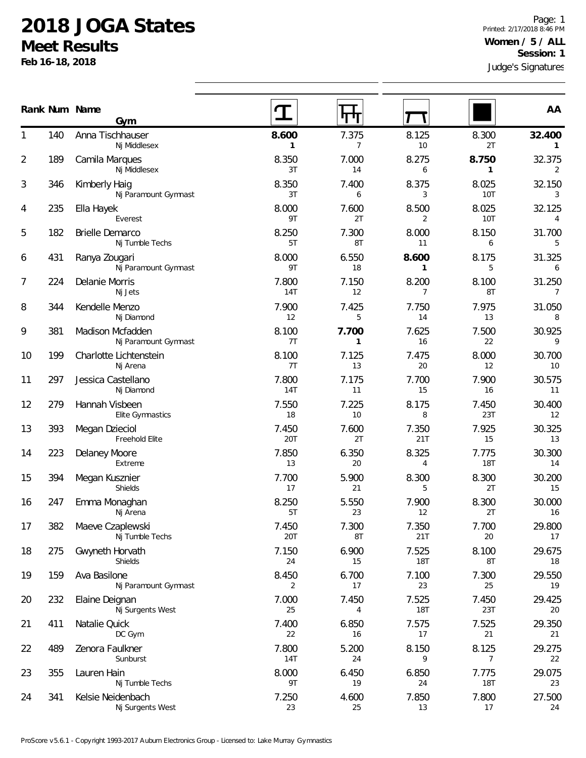# 2018 JOGA States

## Meet Results

**Feb 16-18, 2018**

Printed: 2/17/2018 8:46 PM

**Women / 5 / ALL**

**Session: 1**

Judge's Signatures

| Rank | Num | Name / Gym | Vault | Bars | Beam | Floor | AA |
|---|---|---|---|---|---|---|---|
| 1 | 140 | Anna Tischhauser<br>Nj Middlesex | **8.600**<br>**1** | 7.375<br>7 | 8.125<br>10 | 8.300<br>2T | **32.400**<br>**1** |
| 2 | 189 | Camila Marques<br>Nj Middlesex | 8.350<br>3T | 7.000<br>14 | 8.275<br>6 | **8.750**<br>**1** | 32.375<br>2 |
| 3 | 346 | Kimberly Haig<br>Nj Paramount Gymnast | 8.350<br>3T | 7.400<br>6 | 8.375<br>3 | 8.025<br>10T | 32.150<br>3 |
| 4 | 235 | Ella Hayek<br>Everest | 8.000<br>9T | 7.600<br>2T | 8.500<br>2 | 8.025<br>10T | 32.125<br>4 |
| 5 | 182 | Brielle Demarco<br>Nj Tumble Techs | 8.250<br>5T | 7.300<br>8T | 8.000<br>11 | 8.150<br>6 | 31.700<br>5 |
| 6 | 431 | Ranya Zougari<br>Nj Paramount Gymnast | 8.000<br>9T | 6.550<br>18 | **8.600**<br>**1** | 8.175<br>5 | 31.325<br>6 |
| 7 | 224 | Delanie Morris<br>Nj Jets | 7.800<br>14T | 7.150<br>12 | 8.200<br>7 | 8.100<br>8T | 31.250<br>7 |
| 8 | 344 | Kendelle Menzo<br>Nj Diamond | 7.900<br>12 | 7.425<br>5 | 7.750<br>14 | 7.975<br>13 | 31.050<br>8 |
| 9 | 381 | Madison Mcfadden<br>Nj Paramount Gymnast | 8.100<br>7T | **7.700**<br>**1** | 7.625<br>16 | 7.500<br>22 | 30.925<br>9 |
| 10 | 199 | Charlotte Lichtenstein<br>Nj Arena | 8.100<br>7T | 7.125<br>13 | 7.475<br>20 | 8.000<br>12 | 30.700<br>10 |
| 11 | 297 | Jessica Castellano<br>Nj Diamond | 7.800<br>14T | 7.175<br>11 | 7.700<br>15 | 7.900<br>16 | 30.575<br>11 |
| 12 | 279 | Hannah Visbeen<br>Elite Gymnastics | 7.550<br>18 | 7.225<br>10 | 8.175<br>8 | 7.450<br>23T | 30.400<br>12 |
| 13 | 393 | Megan Dzieciol<br>Freehold Elite | 7.450<br>20T | 7.600<br>2T | 7.350<br>21T | 7.925<br>15 | 30.325<br>13 |
| 14 | 223 | Delaney Moore<br>Extreme | 7.850<br>13 | 6.350<br>20 | 8.325<br>4 | 7.775<br>18T | 30.300<br>14 |
| 15 | 394 | Megan Kusznier<br>Shields | 7.700<br>17 | 5.900<br>21 | 8.300<br>5 | 8.300<br>2T | 30.200<br>15 |
| 16 | 247 | Emma Monaghan<br>Nj Arena | 8.250<br>5T | 5.550<br>23 | 7.900<br>12 | 8.300<br>2T | 30.000<br>16 |
| 17 | 382 | Maeve Czaplewski<br>Nj Tumble Techs | 7.450<br>20T | 7.300<br>8T | 7.350<br>21T | 7.700<br>20 | 29.800<br>17 |
| 18 | 275 | Gwyneth Horvath<br>Shields | 7.150<br>24 | 6.900<br>15 | 7.525<br>18T | 8.100<br>8T | 29.675<br>18 |
| 19 | 159 | Ava Basilone<br>Nj Paramount Gymnast | 8.450<br>2 | 6.700<br>17 | 7.100<br>23 | 7.300<br>25 | 29.550<br>19 |
| 20 | 232 | Elaine Deignan<br>Nj Surgents West | 7.000<br>25 | 7.450<br>4 | 7.525<br>18T | 7.450<br>23T | 29.425<br>20 |
| 21 | 411 | Natalie Quick<br>DC Gym | 7.400<br>22 | 6.850<br>16 | 7.575<br>17 | 7.525<br>21 | 29.350<br>21 |
| 22 | 489 | Zenora Faulkner<br>Sunburst | 7.800<br>14T | 5.200<br>24 | 8.150<br>9 | 8.125<br>7 | 29.275<br>22 |
| 23 | 355 | Lauren Hain<br>Nj Tumble Techs | 8.000<br>9T | 6.450<br>19 | 6.850<br>24 | 7.775<br>18T | 29.075<br>23 |
| 24 | 341 | Kelsie Neidenbach<br>Nj Surgents West | 7.250<br>23 | 4.600<br>25 | 7.850<br>13 | 7.800<br>17 | 27.500<br>24 |

ProScore v5.6.1 - Copyright 1993-2017 Auburn Electronics Group - Licensed to: Lake Murray Gymnastics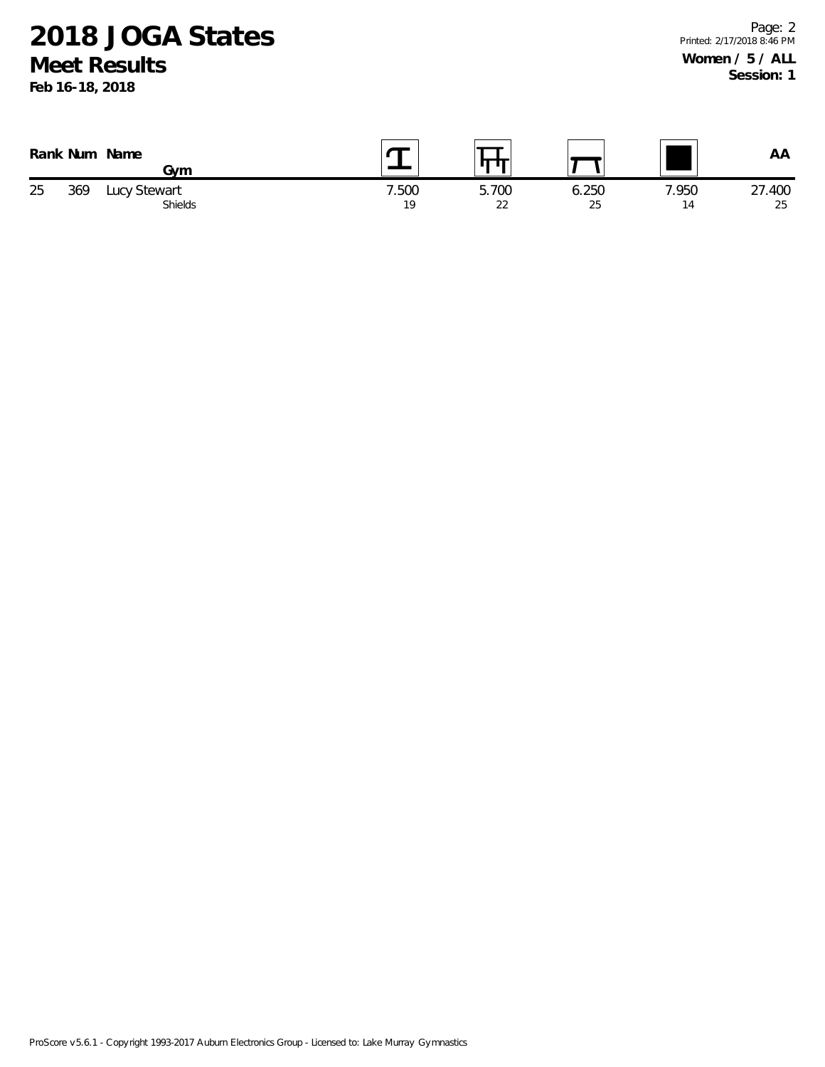# 2018 JOGA States

## Meet Results

**Feb 16-18, 2018**

Printed: 2/17/2018 8:46 PM

**Women / 5 / ALL**

**Session: 1**

| Rank | Num | Name / Gym | Vault | Bars | Beam | Floor | AA |
|---|---|---|---|---|---|---|---|
| 25 | 369 | Lucy Stewart<br>Shields | 7.500<br>19 | 5.700<br>22 | 6.250<br>25 | 7.950<br>14 | 27.400<br>25 |

ProScore v5.6.1 - Copyright 1993-2017 Auburn Electronics Group - Licensed to: Lake Murray Gymnastics